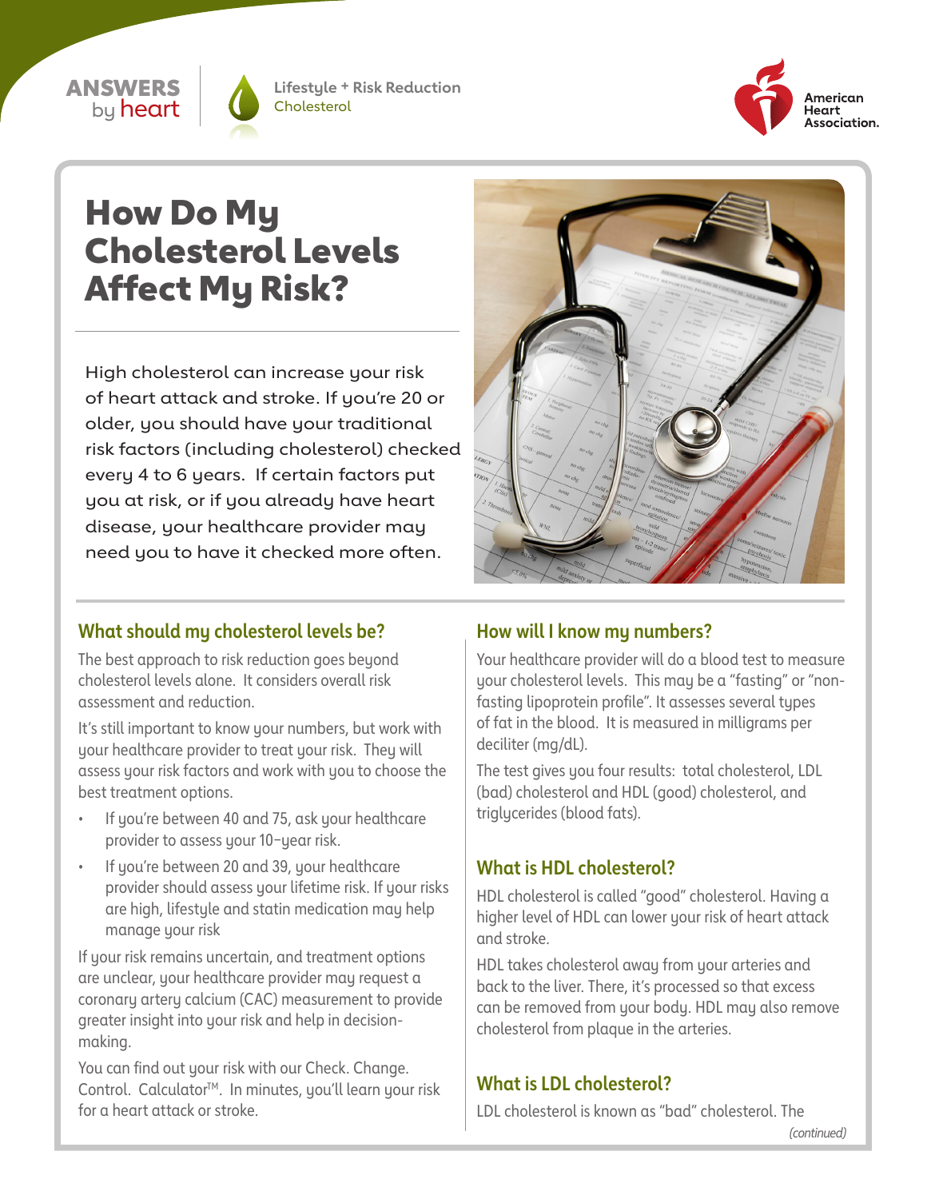ANSWERS by heart

Lifestyle + Risk Reduction
Cholesterol

American Heart Association.

# How Do My Cholesterol Levels Affect My Risk?

High cholesterol can increase your risk of heart attack and stroke. If you're 20 or older, you should have your traditional risk factors (including cholesterol) checked every 4 to 6 years. If certain factors put you at risk, or if you already have heart disease, your healthcare provider may need you to have it checked more often.

## What should my cholesterol levels be?

The best approach to risk reduction goes beyond cholesterol levels alone. It considers overall risk assessment and reduction.

It's still important to know your numbers, but work with your healthcare provider to treat your risk. They will assess your risk factors and work with you to choose the best treatment options.

- If you're between 40 and 75, ask your healthcare provider to assess your 10-year risk.
- If you're between 20 and 39, your healthcare provider should assess your lifetime risk. If your risks are high, lifestyle and statin medication may help manage your risk

If your risk remains uncertain, and treatment options are unclear, your healthcare provider may request a coronary artery calcium (CAC) measurement to provide greater insight into your risk and help in decision-making.

You can find out your risk with our Check. Change. Control. Calculator™. In minutes, you'll learn your risk for a heart attack or stroke.

## How will I know my numbers?

Your healthcare provider will do a blood test to measure your cholesterol levels. This may be a "fasting" or "non-fasting lipoprotein profile". It assesses several types of fat in the blood. It is measured in milligrams per deciliter (mg/dL).

The test gives you four results: total cholesterol, LDL (bad) cholesterol and HDL (good) cholesterol, and triglycerides (blood fats).

## What is HDL cholesterol?

HDL cholesterol is called "good" cholesterol. Having a higher level of HDL can lower your risk of heart attack and stroke.

HDL takes cholesterol away from your arteries and back to the liver. There, it's processed so that excess can be removed from your body. HDL may also remove cholesterol from plaque in the arteries.

## What is LDL cholesterol?

LDL cholesterol is known as "bad" cholesterol. The

*(continued)*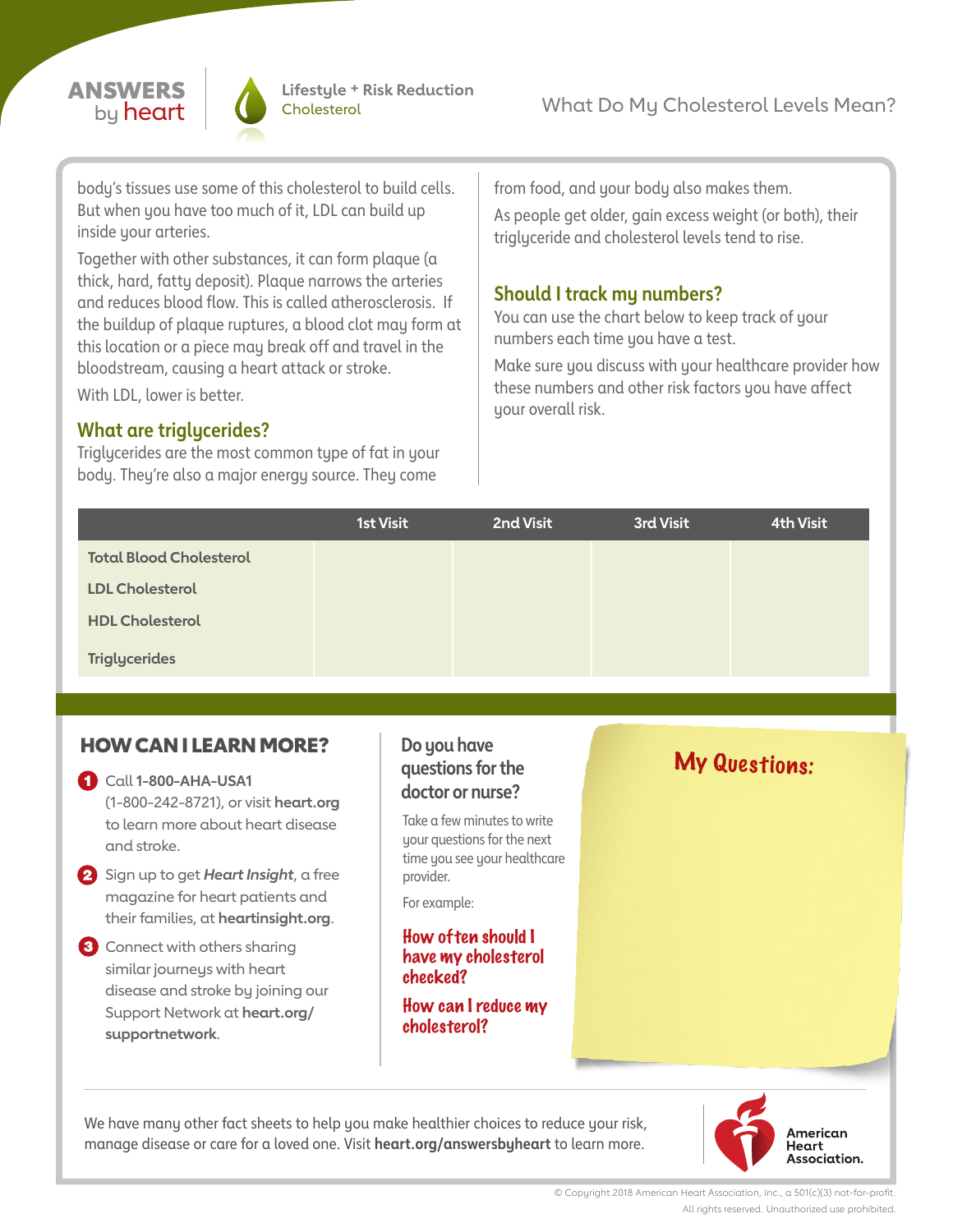body's tissues use some of this cholesterol to build cells. But when you have too much of it, LDL can build up inside your arteries.

Together with other substances, it can form plaque (a thick, hard, fatty deposit). Plaque narrows the arteries and reduces blood flow. This is called atherosclerosis. If the buildup of plaque ruptures, a blood clot may form at this location or a piece may break off and travel in the bloodstream, causing a heart attack or stroke.

With LDL, lower is better.

## What are triglycerides?

Triglycerides are the most common type of fat in your body. They're also a major energy source. They come from food, and your body also makes them.

As people get older, gain excess weight (or both), their triglyceride and cholesterol levels tend to rise.

## Should I track my numbers?

You can use the chart below to keep track of your numbers each time you have a test.

Make sure you discuss with your healthcare provider how these numbers and other risk factors you have affect your overall risk.

| | 1st Visit | 2nd Visit | 3rd Visit | 4th Visit |
|---|---|---|---|---|
| **Total Blood Cholesterol** | | | | |
| **LDL Cholesterol** | | | | |
| **HDL Cholesterol** | | | | |
| **Triglycerides** | | | | |

## HOW CAN I LEARN MORE?

1. Call **1-800-AHA-USA1** (1-800-242-8721), or visit **heart.org** to learn more about heart disease and stroke.
2. Sign up to get ***Heart Insight***, a free magazine for heart patients and their families, at **heartinsight.org**.
3. Connect with others sharing similar journeys with heart disease and stroke by joining our Support Network at **heart.org/supportnetwork**.

## Do you have questions for the doctor or nurse?

Take a few minutes to write your questions for the next time you see your healthcare provider.

For example:

**How often should I have my cholesterol checked?**

**How can I reduce my cholesterol?**

**My Questions:**

We have many other fact sheets to help you make healthier choices to reduce your risk, manage disease or care for a loved one. Visit **heart.org/answersbyheart** to learn more.

© Copyright 2018 American Heart Association, Inc., a 501(c)(3) not-for-profit. All rights reserved. Unauthorized use prohibited.